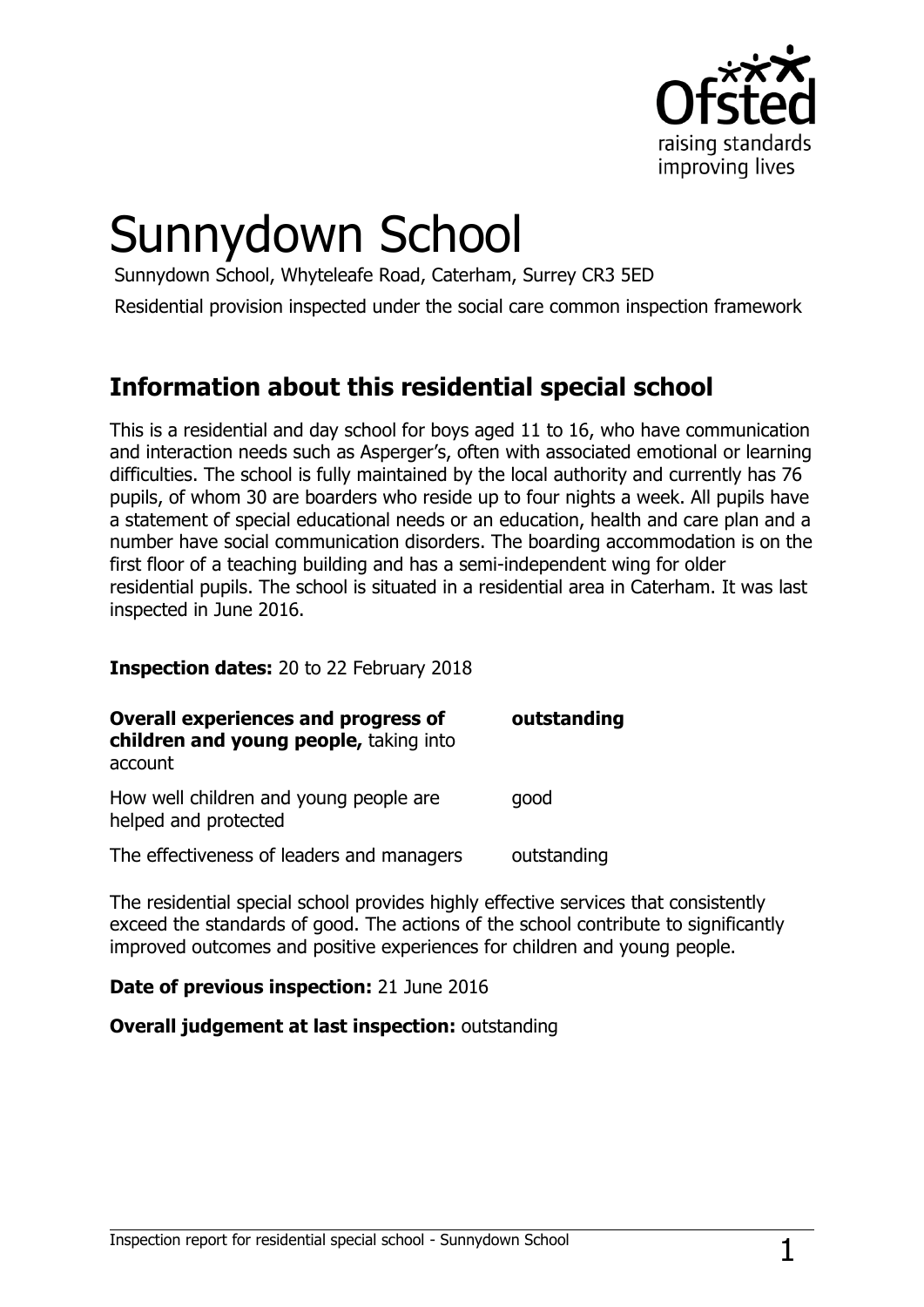# Sunnydown School

Sunnydown School, Whyteleafe Road, Caterham, Surrey CR3 5ED

Residential provision inspected under the social care common inspection framework

## Information about this residential special school

This is a residential and day school for boys aged 11 to 16, who have communication and interaction needs such as Asperger's, often with associated emotional or learning difficulties. The school is fully maintained by the local authority and currently has 76 pupils, of whom 30 are boarders who reside up to four nights a week. All pupils have a statement of special educational needs or an education, health and care plan and a number have social communication disorders. The boarding accommodation is on the first floor of a teaching building and has a semi-independent wing for older residential pupils. The school is situated in a residential area in Caterham. It was last inspected in June 2016.

**Inspection dates:** 20 to 22 February 2018

| | |
|---|---|
| **Overall experiences and progress of children and young people,** taking into account | **outstanding** |
| How well children and young people are helped and protected | good |
| The effectiveness of leaders and managers | outstanding |

The residential special school provides highly effective services that consistently exceed the standards of good. The actions of the school contribute to significantly improved outcomes and positive experiences for children and young people.

**Date of previous inspection:** 21 June 2016

**Overall judgement at last inspection:** outstanding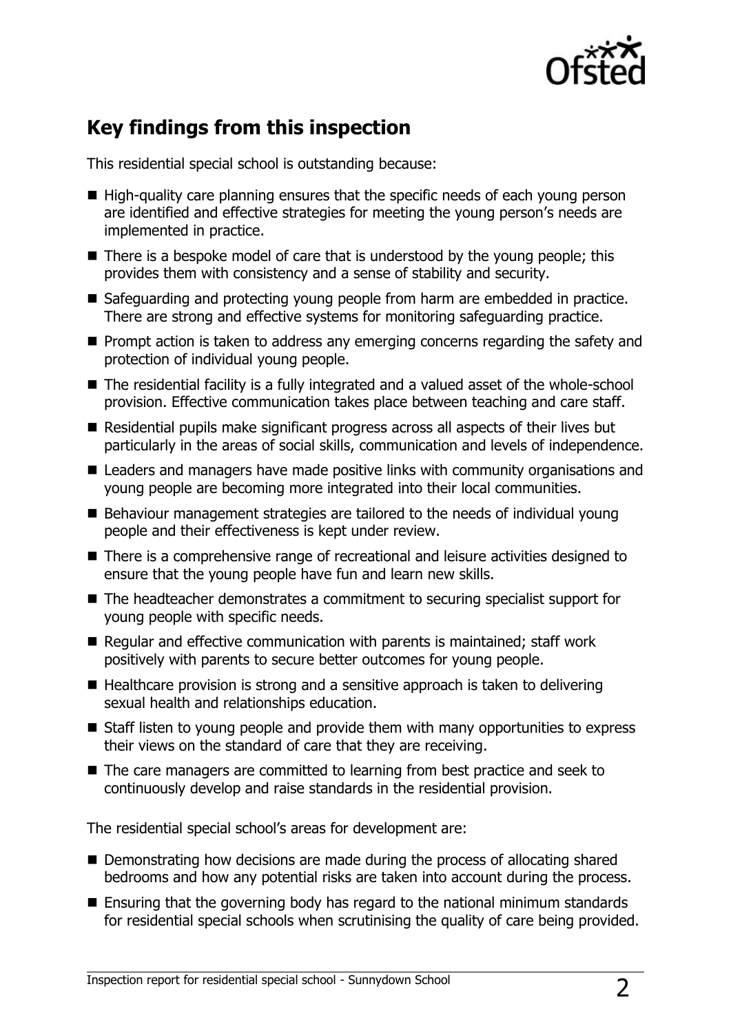## Key findings from this inspection

This residential special school is outstanding because:

- High-quality care planning ensures that the specific needs of each young person are identified and effective strategies for meeting the young person's needs are implemented in practice.
- There is a bespoke model of care that is understood by the young people; this provides them with consistency and a sense of stability and security.
- Safeguarding and protecting young people from harm are embedded in practice. There are strong and effective systems for monitoring safeguarding practice.
- Prompt action is taken to address any emerging concerns regarding the safety and protection of individual young people.
- The residential facility is a fully integrated and a valued asset of the whole-school provision. Effective communication takes place between teaching and care staff.
- Residential pupils make significant progress across all aspects of their lives but particularly in the areas of social skills, communication and levels of independence.
- Leaders and managers have made positive links with community organisations and young people are becoming more integrated into their local communities.
- Behaviour management strategies are tailored to the needs of individual young people and their effectiveness is kept under review.
- There is a comprehensive range of recreational and leisure activities designed to ensure that the young people have fun and learn new skills.
- The headteacher demonstrates a commitment to securing specialist support for young people with specific needs.
- Regular and effective communication with parents is maintained; staff work positively with parents to secure better outcomes for young people.
- Healthcare provision is strong and a sensitive approach is taken to delivering sexual health and relationships education.
- Staff listen to young people and provide them with many opportunities to express their views on the standard of care that they are receiving.
- The care managers are committed to learning from best practice and seek to continuously develop and raise standards in the residential provision.

The residential special school's areas for development are:

- Demonstrating how decisions are made during the process of allocating shared bedrooms and how any potential risks are taken into account during the process.
- Ensuring that the governing body has regard to the national minimum standards for residential special schools when scrutinising the quality of care being provided.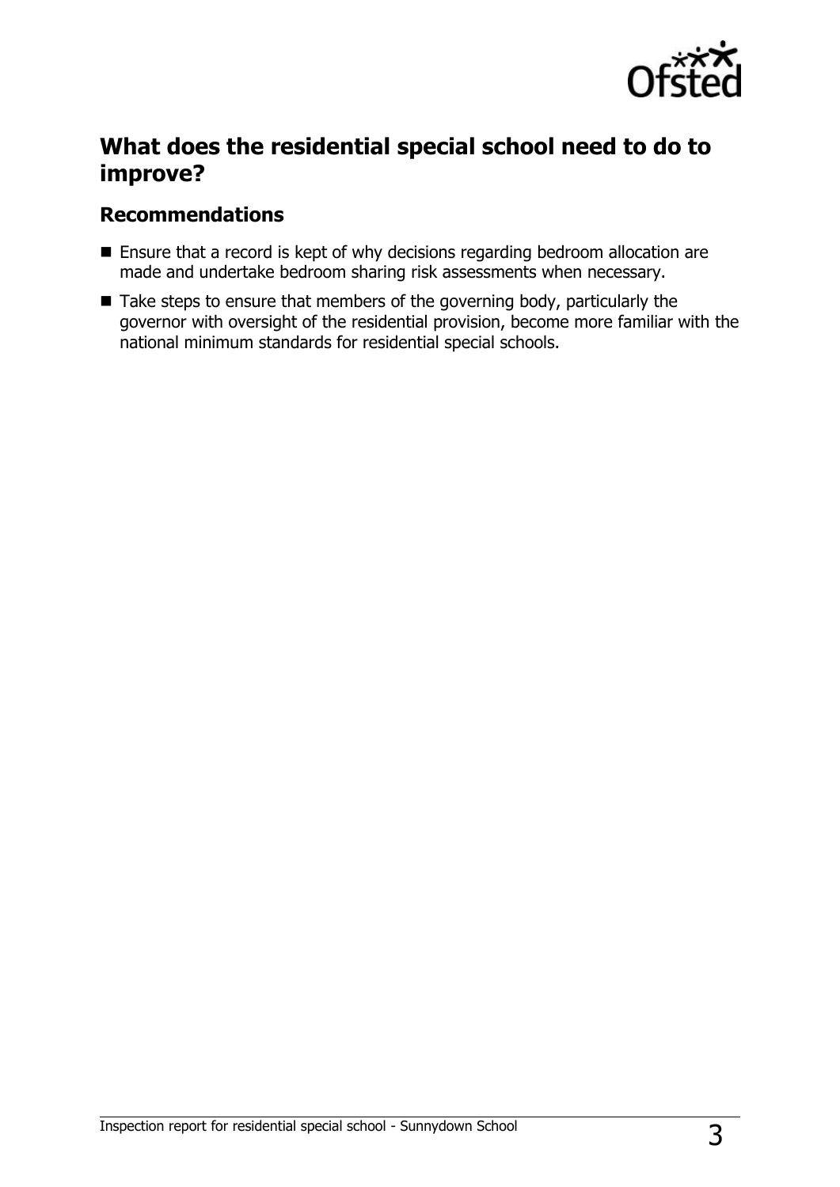## What does the residential special school need to do to improve?

### Recommendations

- Ensure that a record is kept of why decisions regarding bedroom allocation are made and undertake bedroom sharing risk assessments when necessary.
- Take steps to ensure that members of the governing body, particularly the governor with oversight of the residential provision, become more familiar with the national minimum standards for residential special schools.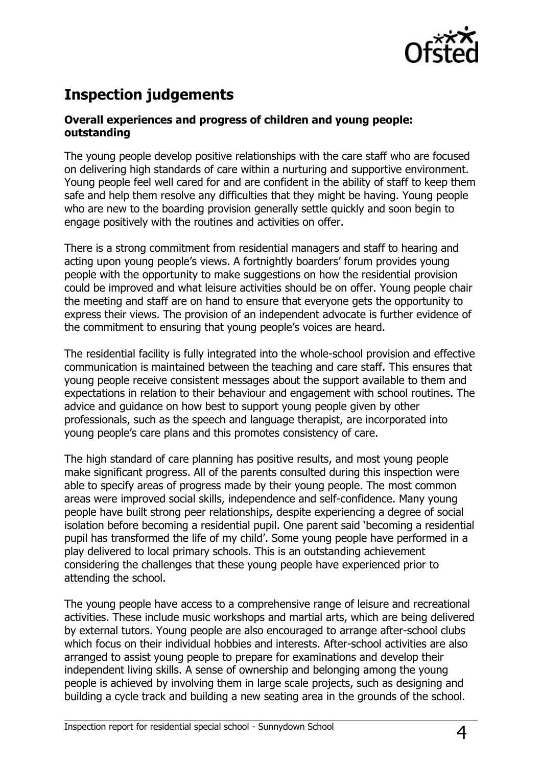## Inspection judgements

**Overall experiences and progress of children and young people: outstanding**

The young people develop positive relationships with the care staff who are focused on delivering high standards of care within a nurturing and supportive environment. Young people feel well cared for and are confident in the ability of staff to keep them safe and help them resolve any difficulties that they might be having. Young people who are new to the boarding provision generally settle quickly and soon begin to engage positively with the routines and activities on offer.

There is a strong commitment from residential managers and staff to hearing and acting upon young people's views. A fortnightly boarders' forum provides young people with the opportunity to make suggestions on how the residential provision could be improved and what leisure activities should be on offer. Young people chair the meeting and staff are on hand to ensure that everyone gets the opportunity to express their views. The provision of an independent advocate is further evidence of the commitment to ensuring that young people's voices are heard.

The residential facility is fully integrated into the whole-school provision and effective communication is maintained between the teaching and care staff. This ensures that young people receive consistent messages about the support available to them and expectations in relation to their behaviour and engagement with school routines. The advice and guidance on how best to support young people given by other professionals, such as the speech and language therapist, are incorporated into young people's care plans and this promotes consistency of care.

The high standard of care planning has positive results, and most young people make significant progress. All of the parents consulted during this inspection were able to specify areas of progress made by their young people. The most common areas were improved social skills, independence and self-confidence. Many young people have built strong peer relationships, despite experiencing a degree of social isolation before becoming a residential pupil. One parent said 'becoming a residential pupil has transformed the life of my child'. Some young people have performed in a play delivered to local primary schools. This is an outstanding achievement considering the challenges that these young people have experienced prior to attending the school.

The young people have access to a comprehensive range of leisure and recreational activities. These include music workshops and martial arts, which are being delivered by external tutors. Young people are also encouraged to arrange after-school clubs which focus on their individual hobbies and interests. After-school activities are also arranged to assist young people to prepare for examinations and develop their independent living skills. A sense of ownership and belonging among the young people is achieved by involving them in large scale projects, such as designing and building a cycle track and building a new seating area in the grounds of the school.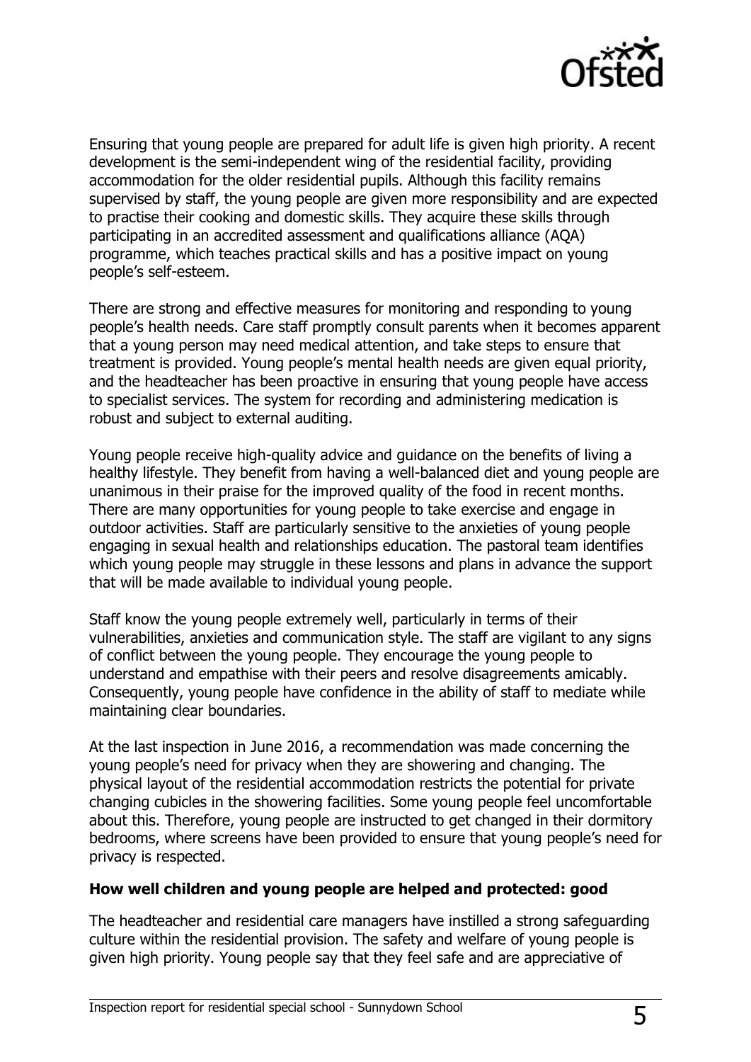Ensuring that young people are prepared for adult life is given high priority. A recent development is the semi-independent wing of the residential facility, providing accommodation for the older residential pupils. Although this facility remains supervised by staff, the young people are given more responsibility and are expected to practise their cooking and domestic skills. They acquire these skills through participating in an accredited assessment and qualifications alliance (AQA) programme, which teaches practical skills and has a positive impact on young people's self-esteem.

There are strong and effective measures for monitoring and responding to young people's health needs. Care staff promptly consult parents when it becomes apparent that a young person may need medical attention, and take steps to ensure that treatment is provided. Young people's mental health needs are given equal priority, and the headteacher has been proactive in ensuring that young people have access to specialist services. The system for recording and administering medication is robust and subject to external auditing.

Young people receive high-quality advice and guidance on the benefits of living a healthy lifestyle. They benefit from having a well-balanced diet and young people are unanimous in their praise for the improved quality of the food in recent months. There are many opportunities for young people to take exercise and engage in outdoor activities. Staff are particularly sensitive to the anxieties of young people engaging in sexual health and relationships education. The pastoral team identifies which young people may struggle in these lessons and plans in advance the support that will be made available to individual young people.

Staff know the young people extremely well, particularly in terms of their vulnerabilities, anxieties and communication style. The staff are vigilant to any signs of conflict between the young people. They encourage the young people to understand and empathise with their peers and resolve disagreements amicably. Consequently, young people have confidence in the ability of staff to mediate while maintaining clear boundaries.

At the last inspection in June 2016, a recommendation was made concerning the young people's need for privacy when they are showering and changing. The physical layout of the residential accommodation restricts the potential for private changing cubicles in the showering facilities. Some young people feel uncomfortable about this. Therefore, young people are instructed to get changed in their dormitory bedrooms, where screens have been provided to ensure that young people's need for privacy is respected.

**How well children and young people are helped and protected: good**

The headteacher and residential care managers have instilled a strong safeguarding culture within the residential provision. The safety and welfare of young people is given high priority. Young people say that they feel safe and are appreciative of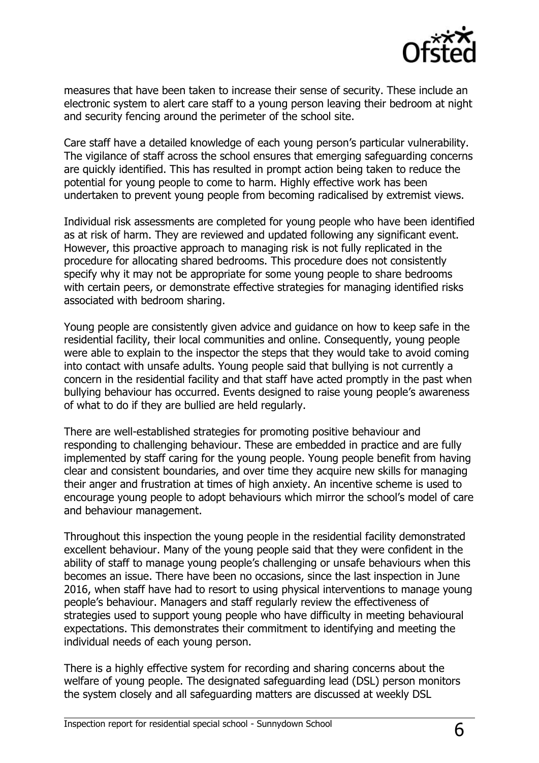measures that have been taken to increase their sense of security. These include an electronic system to alert care staff to a young person leaving their bedroom at night and security fencing around the perimeter of the school site.

Care staff have a detailed knowledge of each young person's particular vulnerability. The vigilance of staff across the school ensures that emerging safeguarding concerns are quickly identified. This has resulted in prompt action being taken to reduce the potential for young people to come to harm. Highly effective work has been undertaken to prevent young people from becoming radicalised by extremist views.

Individual risk assessments are completed for young people who have been identified as at risk of harm. They are reviewed and updated following any significant event. However, this proactive approach to managing risk is not fully replicated in the procedure for allocating shared bedrooms. This procedure does not consistently specify why it may not be appropriate for some young people to share bedrooms with certain peers, or demonstrate effective strategies for managing identified risks associated with bedroom sharing.

Young people are consistently given advice and guidance on how to keep safe in the residential facility, their local communities and online. Consequently, young people were able to explain to the inspector the steps that they would take to avoid coming into contact with unsafe adults. Young people said that bullying is not currently a concern in the residential facility and that staff have acted promptly in the past when bullying behaviour has occurred. Events designed to raise young people's awareness of what to do if they are bullied are held regularly.

There are well-established strategies for promoting positive behaviour and responding to challenging behaviour. These are embedded in practice and are fully implemented by staff caring for the young people. Young people benefit from having clear and consistent boundaries, and over time they acquire new skills for managing their anger and frustration at times of high anxiety. An incentive scheme is used to encourage young people to adopt behaviours which mirror the school's model of care and behaviour management.

Throughout this inspection the young people in the residential facility demonstrated excellent behaviour. Many of the young people said that they were confident in the ability of staff to manage young people's challenging or unsafe behaviours when this becomes an issue. There have been no occasions, since the last inspection in June 2016, when staff have had to resort to using physical interventions to manage young people's behaviour. Managers and staff regularly review the effectiveness of strategies used to support young people who have difficulty in meeting behavioural expectations. This demonstrates their commitment to identifying and meeting the individual needs of each young person.

There is a highly effective system for recording and sharing concerns about the welfare of young people. The designated safeguarding lead (DSL) person monitors the system closely and all safeguarding matters are discussed at weekly DSL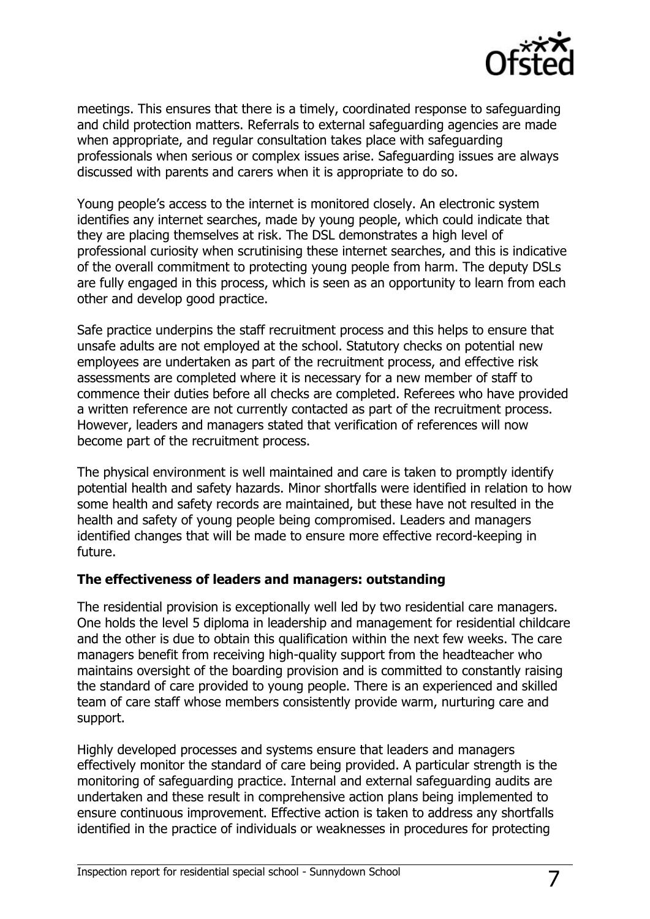meetings. This ensures that there is a timely, coordinated response to safeguarding and child protection matters. Referrals to external safeguarding agencies are made when appropriate, and regular consultation takes place with safeguarding professionals when serious or complex issues arise. Safeguarding issues are always discussed with parents and carers when it is appropriate to do so.

Young people's access to the internet is monitored closely. An electronic system identifies any internet searches, made by young people, which could indicate that they are placing themselves at risk. The DSL demonstrates a high level of professional curiosity when scrutinising these internet searches, and this is indicative of the overall commitment to protecting young people from harm. The deputy DSLs are fully engaged in this process, which is seen as an opportunity to learn from each other and develop good practice.

Safe practice underpins the staff recruitment process and this helps to ensure that unsafe adults are not employed at the school. Statutory checks on potential new employees are undertaken as part of the recruitment process, and effective risk assessments are completed where it is necessary for a new member of staff to commence their duties before all checks are completed. Referees who have provided a written reference are not currently contacted as part of the recruitment process. However, leaders and managers stated that verification of references will now become part of the recruitment process.

The physical environment is well maintained and care is taken to promptly identify potential health and safety hazards. Minor shortfalls were identified in relation to how some health and safety records are maintained, but these have not resulted in the health and safety of young people being compromised. Leaders and managers identified changes that will be made to ensure more effective record-keeping in future.

**The effectiveness of leaders and managers: outstanding**

The residential provision is exceptionally well led by two residential care managers. One holds the level 5 diploma in leadership and management for residential childcare and the other is due to obtain this qualification within the next few weeks. The care managers benefit from receiving high-quality support from the headteacher who maintains oversight of the boarding provision and is committed to constantly raising the standard of care provided to young people. There is an experienced and skilled team of care staff whose members consistently provide warm, nurturing care and support.

Highly developed processes and systems ensure that leaders and managers effectively monitor the standard of care being provided. A particular strength is the monitoring of safeguarding practice. Internal and external safeguarding audits are undertaken and these result in comprehensive action plans being implemented to ensure continuous improvement. Effective action is taken to address any shortfalls identified in the practice of individuals or weaknesses in procedures for protecting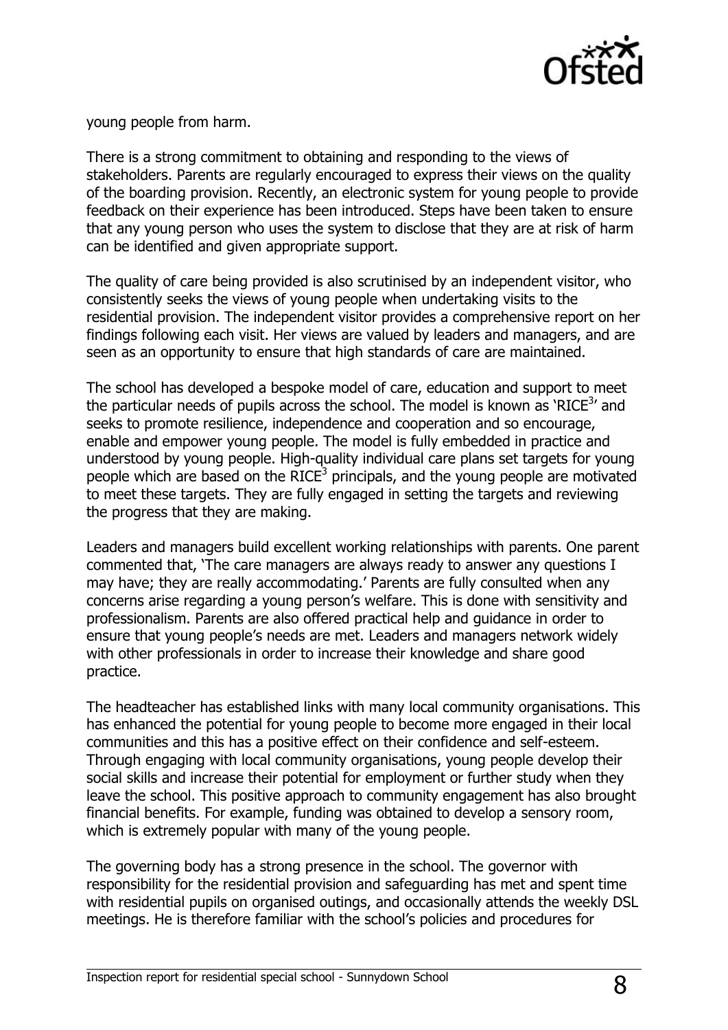young people from harm.

There is a strong commitment to obtaining and responding to the views of stakeholders. Parents are regularly encouraged to express their views on the quality of the boarding provision. Recently, an electronic system for young people to provide feedback on their experience has been introduced. Steps have been taken to ensure that any young person who uses the system to disclose that they are at risk of harm can be identified and given appropriate support.

The quality of care being provided is also scrutinised by an independent visitor, who consistently seeks the views of young people when undertaking visits to the residential provision. The independent visitor provides a comprehensive report on her findings following each visit. Her views are valued by leaders and managers, and are seen as an opportunity to ensure that high standards of care are maintained.

The school has developed a bespoke model of care, education and support to meet the particular needs of pupils across the school. The model is known as 'RICE$^3$' and seeks to promote resilience, independence and cooperation and so encourage, enable and empower young people. The model is fully embedded in practice and understood by young people. High-quality individual care plans set targets for young people which are based on the RICE$^3$ principals, and the young people are motivated to meet these targets. They are fully engaged in setting the targets and reviewing the progress that they are making.

Leaders and managers build excellent working relationships with parents. One parent commented that, 'The care managers are always ready to answer any questions I may have; they are really accommodating.' Parents are fully consulted when any concerns arise regarding a young person's welfare. This is done with sensitivity and professionalism. Parents are also offered practical help and guidance in order to ensure that young people's needs are met. Leaders and managers network widely with other professionals in order to increase their knowledge and share good practice.

The headteacher has established links with many local community organisations. This has enhanced the potential for young people to become more engaged in their local communities and this has a positive effect on their confidence and self-esteem. Through engaging with local community organisations, young people develop their social skills and increase their potential for employment or further study when they leave the school. This positive approach to community engagement has also brought financial benefits. For example, funding was obtained to develop a sensory room, which is extremely popular with many of the young people.

The governing body has a strong presence in the school. The governor with responsibility for the residential provision and safeguarding has met and spent time with residential pupils on organised outings, and occasionally attends the weekly DSL meetings. He is therefore familiar with the school's policies and procedures for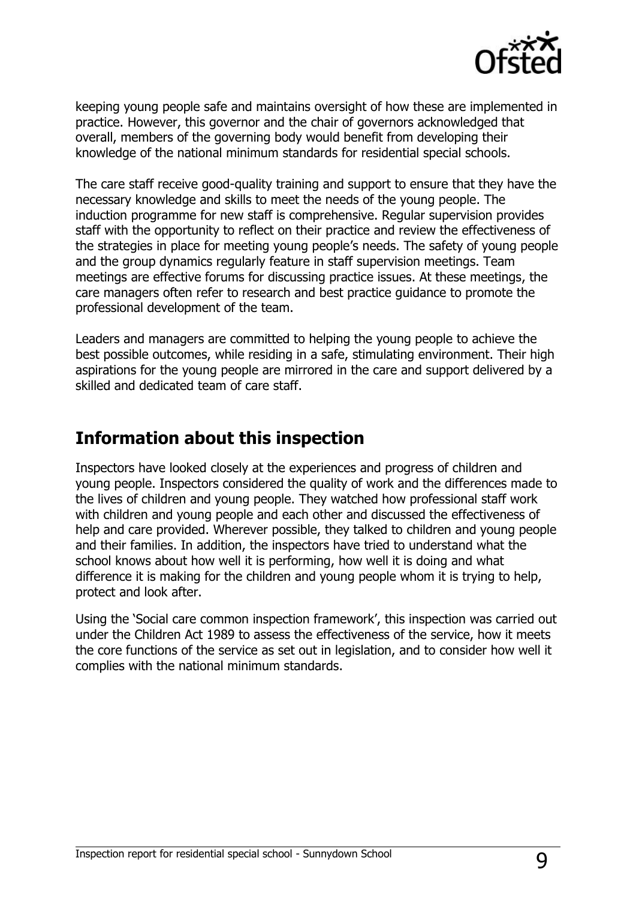keeping young people safe and maintains oversight of how these are implemented in practice. However, this governor and the chair of governors acknowledged that overall, members of the governing body would benefit from developing their knowledge of the national minimum standards for residential special schools.

The care staff receive good-quality training and support to ensure that they have the necessary knowledge and skills to meet the needs of the young people. The induction programme for new staff is comprehensive. Regular supervision provides staff with the opportunity to reflect on their practice and review the effectiveness of the strategies in place for meeting young people's needs. The safety of young people and the group dynamics regularly feature in staff supervision meetings. Team meetings are effective forums for discussing practice issues. At these meetings, the care managers often refer to research and best practice guidance to promote the professional development of the team.

Leaders and managers are committed to helping the young people to achieve the best possible outcomes, while residing in a safe, stimulating environment. Their high aspirations for the young people are mirrored in the care and support delivered by a skilled and dedicated team of care staff.

## Information about this inspection

Inspectors have looked closely at the experiences and progress of children and young people. Inspectors considered the quality of work and the differences made to the lives of children and young people. They watched how professional staff work with children and young people and each other and discussed the effectiveness of help and care provided. Wherever possible, they talked to children and young people and their families. In addition, the inspectors have tried to understand what the school knows about how well it is performing, how well it is doing and what difference it is making for the children and young people whom it is trying to help, protect and look after.

Using the 'Social care common inspection framework', this inspection was carried out under the Children Act 1989 to assess the effectiveness of the service, how it meets the core functions of the service as set out in legislation, and to consider how well it complies with the national minimum standards.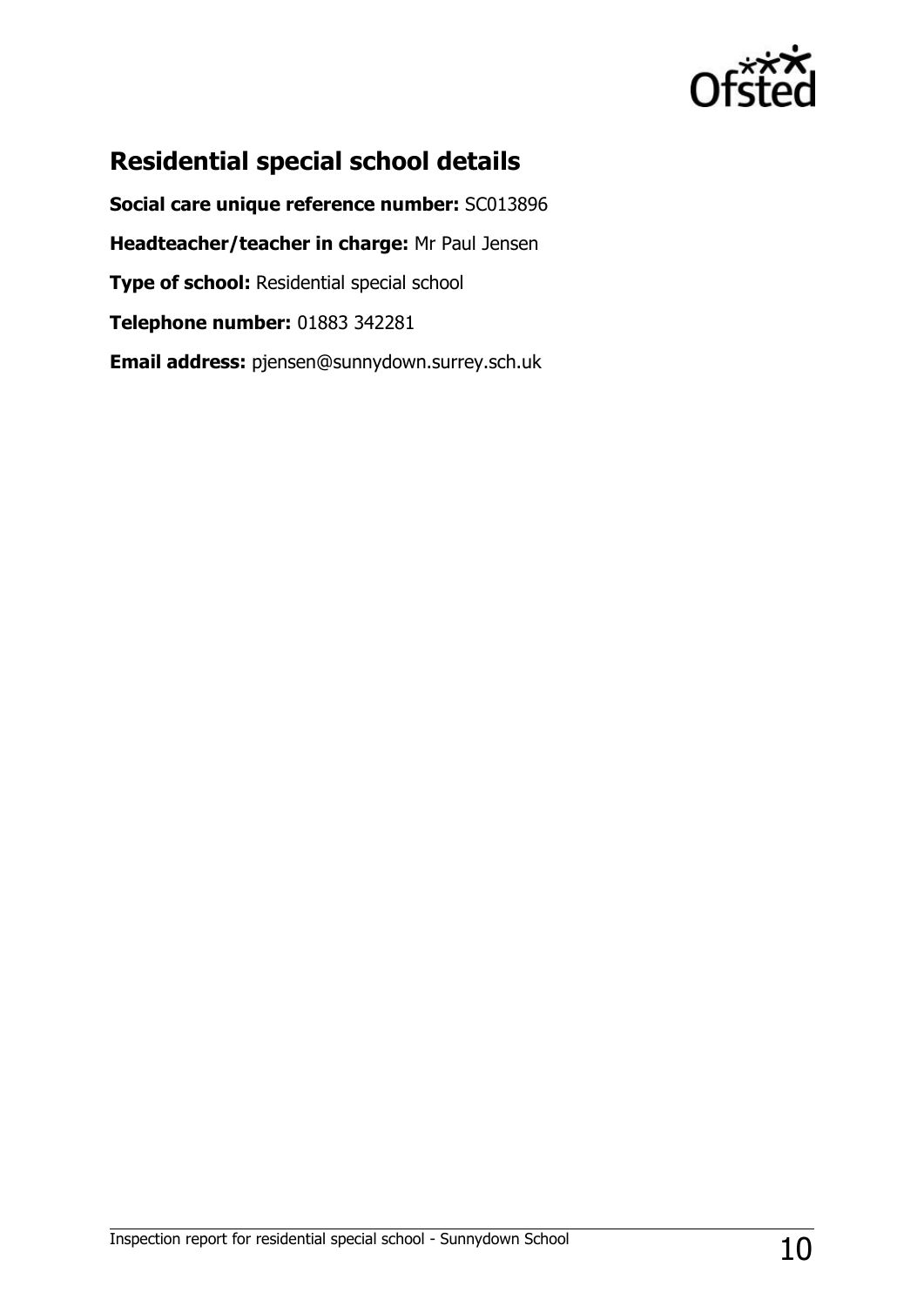## Residential special school details

**Social care unique reference number:** SC013896

**Headteacher/teacher in charge:** Mr Paul Jensen

**Type of school:** Residential special school

**Telephone number:** 01883 342281

**Email address:** pjensen@sunnydown.surrey.sch.uk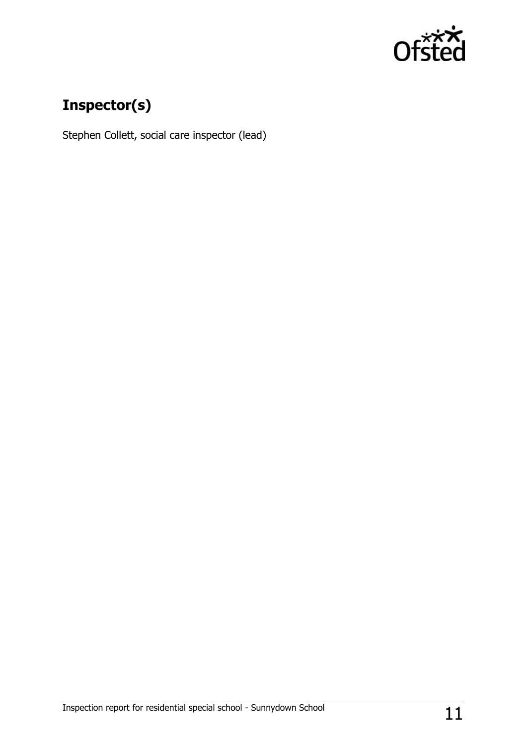## Inspector(s)

Stephen Collett, social care inspector (lead)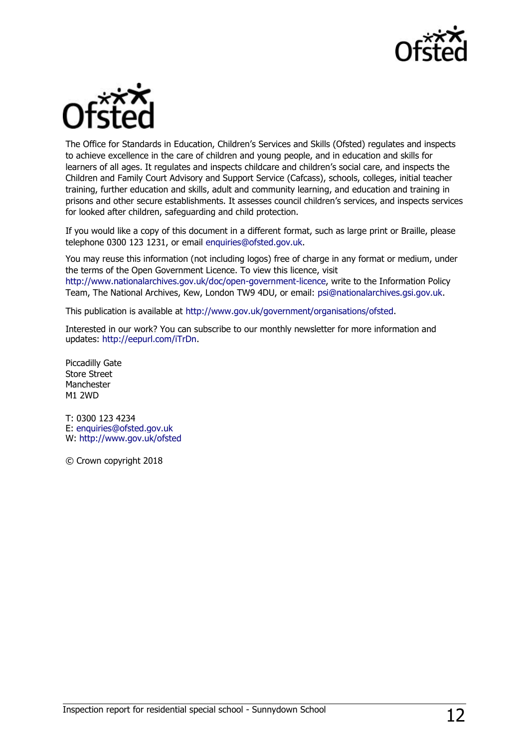The Office for Standards in Education, Children's Services and Skills (Ofsted) regulates and inspects to achieve excellence in the care of children and young people, and in education and skills for learners of all ages. It regulates and inspects childcare and children's social care, and inspects the Children and Family Court Advisory and Support Service (Cafcass), schools, colleges, initial teacher training, further education and skills, adult and community learning, and education and training in prisons and other secure establishments. It assesses council children's services, and inspects services for looked after children, safeguarding and child protection.

If you would like a copy of this document in a different format, such as large print or Braille, please telephone 0300 123 1231, or email enquiries@ofsted.gov.uk.

You may reuse this information (not including logos) free of charge in any format or medium, under the terms of the Open Government Licence. To view this licence, visit http://www.nationalarchives.gov.uk/doc/open-government-licence, write to the Information Policy Team, The National Archives, Kew, London TW9 4DU, or email: psi@nationalarchives.gsi.gov.uk.

This publication is available at http://www.gov.uk/government/organisations/ofsted.

Interested in our work? You can subscribe to our monthly newsletter for more information and updates: http://eepurl.com/iTrDn.

Piccadilly Gate
Store Street
Manchester
M1 2WD

T: 0300 123 4234
E: enquiries@ofsted.gov.uk
W: http://www.gov.uk/ofsted

© Crown copyright 2018